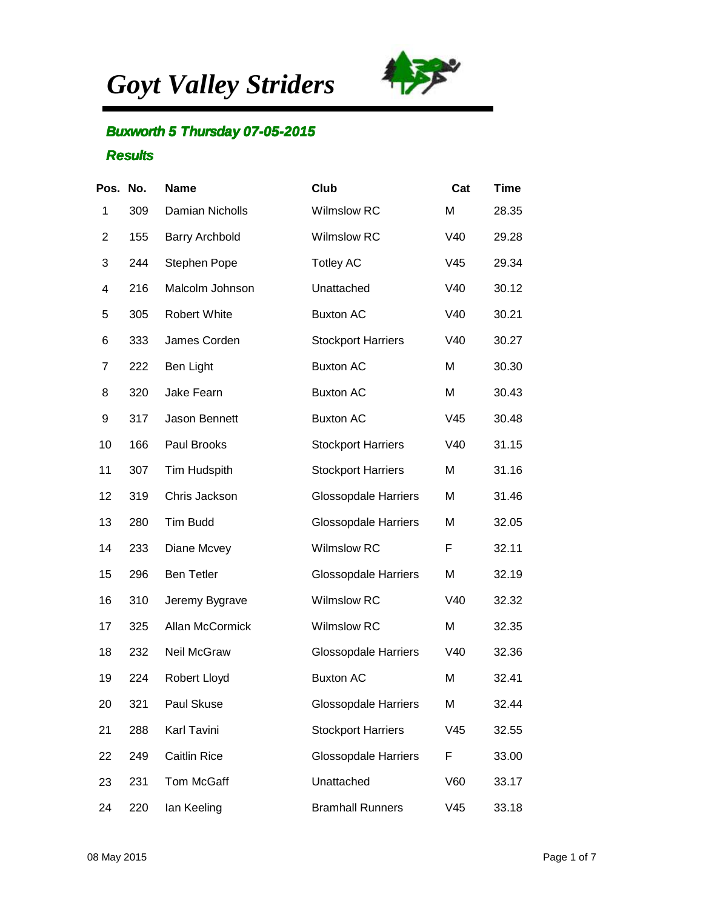# *Goyt Valley Striders*

## *Buxworth 5 Thursday 07-05-2015*

### *Results*

| Pos. | No. | Name | Club | Cat | Time |
|---|---|---|---|---|---|
| 1 | 309 | Damian Nicholls | Wilmslow RC | M | 28.35 |
| 2 | 155 | Barry Archbold | Wilmslow RC | V40 | 29.28 |
| 3 | 244 | Stephen Pope | Totley AC | V45 | 29.34 |
| 4 | 216 | Malcolm Johnson | Unattached | V40 | 30.12 |
| 5 | 305 | Robert White | Buxton AC | V40 | 30.21 |
| 6 | 333 | James Corden | Stockport Harriers | V40 | 30.27 |
| 7 | 222 | Ben Light | Buxton AC | M | 30.30 |
| 8 | 320 | Jake Fearn | Buxton AC | M | 30.43 |
| 9 | 317 | Jason Bennett | Buxton AC | V45 | 30.48 |
| 10 | 166 | Paul Brooks | Stockport Harriers | V40 | 31.15 |
| 11 | 307 | Tim Hudspith | Stockport Harriers | M | 31.16 |
| 12 | 319 | Chris Jackson | Glossopdale Harriers | M | 31.46 |
| 13 | 280 | Tim Budd | Glossopdale Harriers | M | 32.05 |
| 14 | 233 | Diane Mcvey | Wilmslow RC | F | 32.11 |
| 15 | 296 | Ben Tetler | Glossopdale Harriers | M | 32.19 |
| 16 | 310 | Jeremy Bygrave | Wilmslow RC | V40 | 32.32 |
| 17 | 325 | Allan McCormick | Wilmslow RC | M | 32.35 |
| 18 | 232 | Neil McGraw | Glossopdale Harriers | V40 | 32.36 |
| 19 | 224 | Robert Lloyd | Buxton AC | M | 32.41 |
| 20 | 321 | Paul Skuse | Glossopdale Harriers | M | 32.44 |
| 21 | 288 | Karl Tavini | Stockport Harriers | V45 | 32.55 |
| 22 | 249 | Caitlin Rice | Glossopdale Harriers | F | 33.00 |
| 23 | 231 | Tom McGaff | Unattached | V60 | 33.17 |
| 24 | 220 | Ian Keeling | Bramhall Runners | V45 | 33.18 |

08 May 2015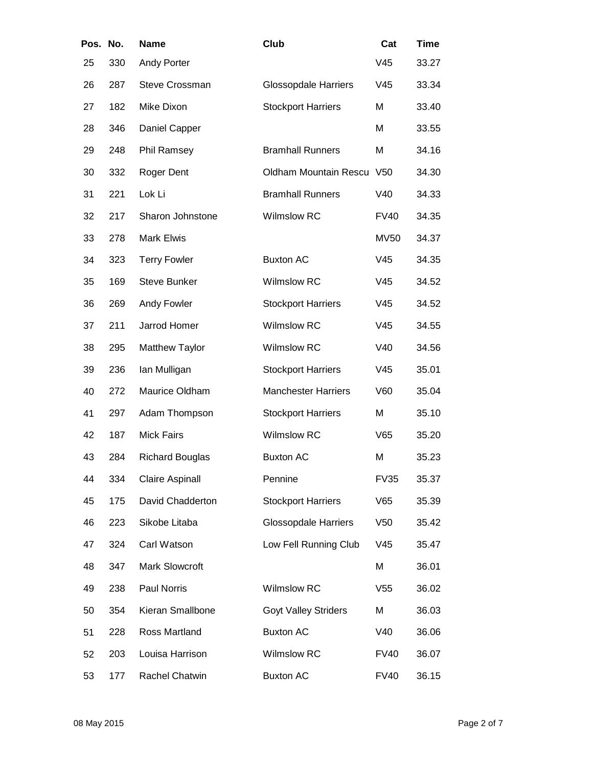| Pos. | No. | Name | Club | Cat | Time |
|---|---|---|---|---|---|
| 25 | 330 | Andy Porter | | V45 | 33.27 |
| 26 | 287 | Steve Crossman | Glossopdale Harriers | V45 | 33.34 |
| 27 | 182 | Mike Dixon | Stockport Harriers | M | 33.40 |
| 28 | 346 | Daniel Capper | | M | 33.55 |
| 29 | 248 | Phil Ramsey | Bramhall Runners | M | 34.16 |
| 30 | 332 | Roger Dent | Oldham Mountain Rescu | V50 | 34.30 |
| 31 | 221 | Lok Li | Bramhall Runners | V40 | 34.33 |
| 32 | 217 | Sharon Johnstone | Wilmslow RC | FV40 | 34.35 |
| 33 | 278 | Mark Elwis | | MV50 | 34.37 |
| 34 | 323 | Terry Fowler | Buxton AC | V45 | 34.35 |
| 35 | 169 | Steve Bunker | Wilmslow RC | V45 | 34.52 |
| 36 | 269 | Andy Fowler | Stockport Harriers | V45 | 34.52 |
| 37 | 211 | Jarrod Homer | Wilmslow RC | V45 | 34.55 |
| 38 | 295 | Matthew Taylor | Wilmslow RC | V40 | 34.56 |
| 39 | 236 | Ian Mulligan | Stockport Harriers | V45 | 35.01 |
| 40 | 272 | Maurice Oldham | Manchester Harriers | V60 | 35.04 |
| 41 | 297 | Adam Thompson | Stockport Harriers | M | 35.10 |
| 42 | 187 | Mick Fairs | Wilmslow RC | V65 | 35.20 |
| 43 | 284 | Richard Bouglas | Buxton AC | M | 35.23 |
| 44 | 334 | Claire Aspinall | Pennine | FV35 | 35.37 |
| 45 | 175 | David Chadderton | Stockport Harriers | V65 | 35.39 |
| 46 | 223 | Sikobe Litaba | Glossopdale Harriers | V50 | 35.42 |
| 47 | 324 | Carl Watson | Low Fell Running Club | V45 | 35.47 |
| 48 | 347 | Mark Slowcroft | | M | 36.01 |
| 49 | 238 | Paul Norris | Wilmslow RC | V55 | 36.02 |
| 50 | 354 | Kieran Smallbone | Goyt Valley Striders | M | 36.03 |
| 51 | 228 | Ross Martland | Buxton AC | V40 | 36.06 |
| 52 | 203 | Louisa Harrison | Wilmslow RC | FV40 | 36.07 |
| 53 | 177 | Rachel Chatwin | Buxton AC | FV40 | 36.15 |

08 May 2015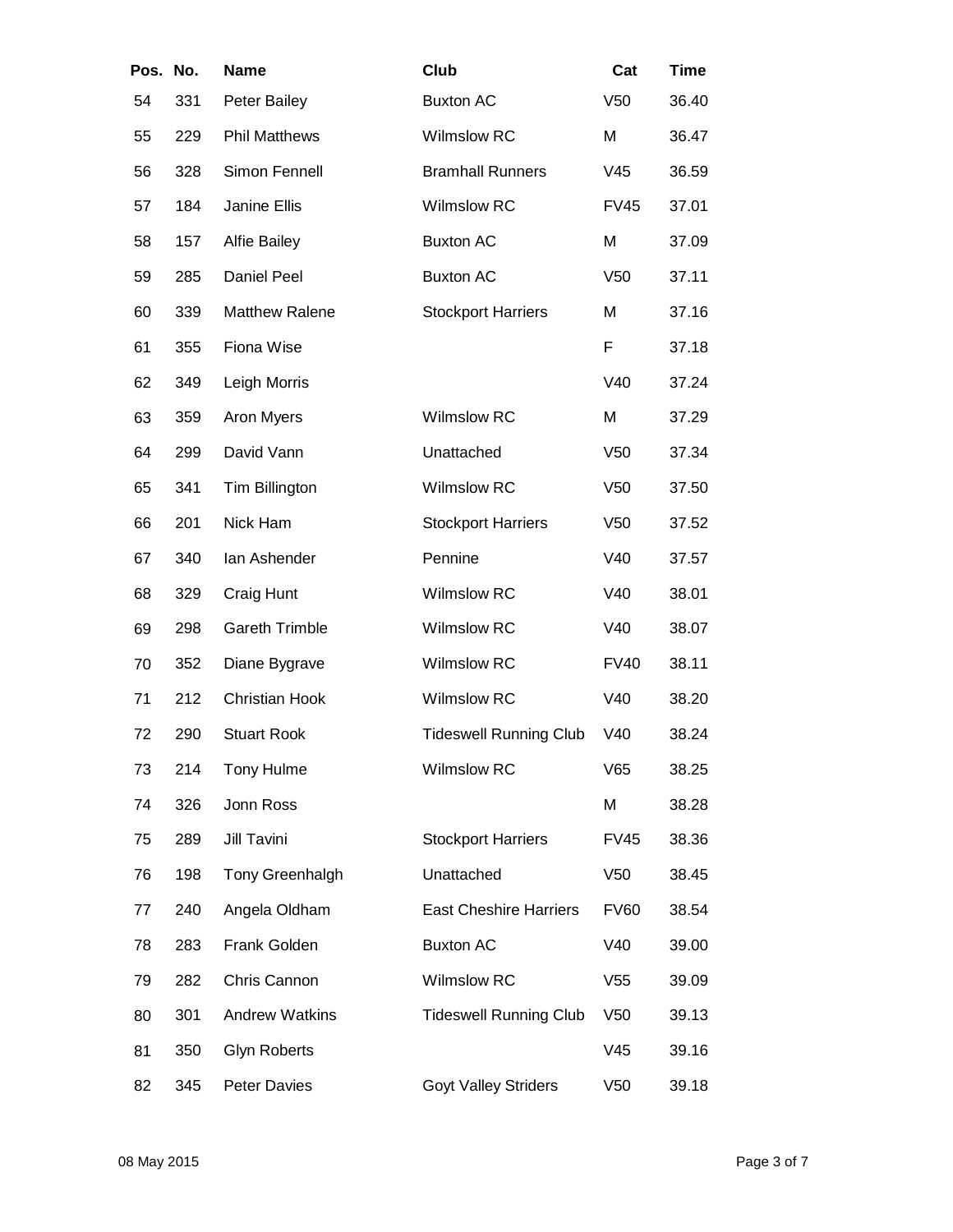| Pos. | No. | Name | Club | Cat | Time |
|---|---|---|---|---|---|
| 54 | 331 | Peter Bailey | Buxton AC | V50 | 36.40 |
| 55 | 229 | Phil Matthews | Wilmslow RC | M | 36.47 |
| 56 | 328 | Simon Fennell | Bramhall Runners | V45 | 36.59 |
| 57 | 184 | Janine Ellis | Wilmslow RC | FV45 | 37.01 |
| 58 | 157 | Alfie Bailey | Buxton AC | M | 37.09 |
| 59 | 285 | Daniel Peel | Buxton AC | V50 | 37.11 |
| 60 | 339 | Matthew Ralene | Stockport Harriers | M | 37.16 |
| 61 | 355 | Fiona Wise | | F | 37.18 |
| 62 | 349 | Leigh Morris | | V40 | 37.24 |
| 63 | 359 | Aron Myers | Wilmslow RC | M | 37.29 |
| 64 | 299 | David Vann | Unattached | V50 | 37.34 |
| 65 | 341 | Tim Billington | Wilmslow RC | V50 | 37.50 |
| 66 | 201 | Nick Ham | Stockport Harriers | V50 | 37.52 |
| 67 | 340 | Ian Ashender | Pennine | V40 | 37.57 |
| 68 | 329 | Craig Hunt | Wilmslow RC | V40 | 38.01 |
| 69 | 298 | Gareth Trimble | Wilmslow RC | V40 | 38.07 |
| 70 | 352 | Diane Bygrave | Wilmslow RC | FV40 | 38.11 |
| 71 | 212 | Christian Hook | Wilmslow RC | V40 | 38.20 |
| 72 | 290 | Stuart Rook | Tideswell Running Club | V40 | 38.24 |
| 73 | 214 | Tony Hulme | Wilmslow RC | V65 | 38.25 |
| 74 | 326 | Jonn Ross | | M | 38.28 |
| 75 | 289 | Jill Tavini | Stockport Harriers | FV45 | 38.36 |
| 76 | 198 | Tony Greenhalgh | Unattached | V50 | 38.45 |
| 77 | 240 | Angela Oldham | East Cheshire Harriers | FV60 | 38.54 |
| 78 | 283 | Frank Golden | Buxton AC | V40 | 39.00 |
| 79 | 282 | Chris Cannon | Wilmslow RC | V55 | 39.09 |
| 80 | 301 | Andrew Watkins | Tideswell Running Club | V50 | 39.13 |
| 81 | 350 | Glyn Roberts | | V45 | 39.16 |
| 82 | 345 | Peter Davies | Goyt Valley Striders | V50 | 39.18 |

08 May 2015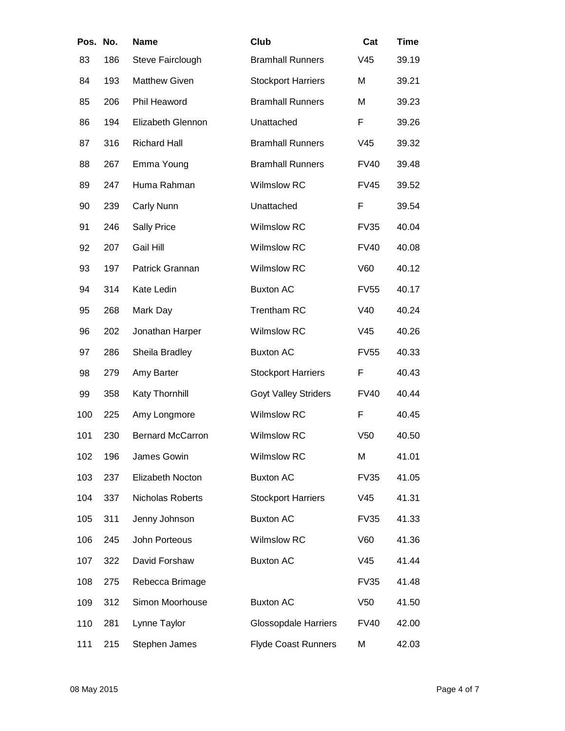| Pos. | No. | Name | Club | Cat | Time |
|---|---|---|---|---|---|
| 83 | 186 | Steve Fairclough | Bramhall Runners | V45 | 39.19 |
| 84 | 193 | Matthew Given | Stockport Harriers | M | 39.21 |
| 85 | 206 | Phil Heaword | Bramhall Runners | M | 39.23 |
| 86 | 194 | Elizabeth Glennon | Unattached | F | 39.26 |
| 87 | 316 | Richard Hall | Bramhall Runners | V45 | 39.32 |
| 88 | 267 | Emma Young | Bramhall Runners | FV40 | 39.48 |
| 89 | 247 | Huma Rahman | Wilmslow RC | FV45 | 39.52 |
| 90 | 239 | Carly Nunn | Unattached | F | 39.54 |
| 91 | 246 | Sally Price | Wilmslow RC | FV35 | 40.04 |
| 92 | 207 | Gail Hill | Wilmslow RC | FV40 | 40.08 |
| 93 | 197 | Patrick Grannan | Wilmslow RC | V60 | 40.12 |
| 94 | 314 | Kate Ledin | Buxton AC | FV55 | 40.17 |
| 95 | 268 | Mark Day | Trentham RC | V40 | 40.24 |
| 96 | 202 | Jonathan Harper | Wilmslow RC | V45 | 40.26 |
| 97 | 286 | Sheila Bradley | Buxton AC | FV55 | 40.33 |
| 98 | 279 | Amy Barter | Stockport Harriers | F | 40.43 |
| 99 | 358 | Katy Thornhill | Goyt Valley Striders | FV40 | 40.44 |
| 100 | 225 | Amy Longmore | Wilmslow RC | F | 40.45 |
| 101 | 230 | Bernard McCarron | Wilmslow RC | V50 | 40.50 |
| 102 | 196 | James Gowin | Wilmslow RC | M | 41.01 |
| 103 | 237 | Elizabeth Nocton | Buxton AC | FV35 | 41.05 |
| 104 | 337 | Nicholas Roberts | Stockport Harriers | V45 | 41.31 |
| 105 | 311 | Jenny Johnson | Buxton AC | FV35 | 41.33 |
| 106 | 245 | John Porteous | Wilmslow RC | V60 | 41.36 |
| 107 | 322 | David Forshaw | Buxton AC | V45 | 41.44 |
| 108 | 275 | Rebecca Brimage | | FV35 | 41.48 |
| 109 | 312 | Simon Moorhouse | Buxton AC | V50 | 41.50 |
| 110 | 281 | Lynne Taylor | Glossopdale Harriers | FV40 | 42.00 |
| 111 | 215 | Stephen James | Flyde Coast Runners | M | 42.03 |

08 May 2015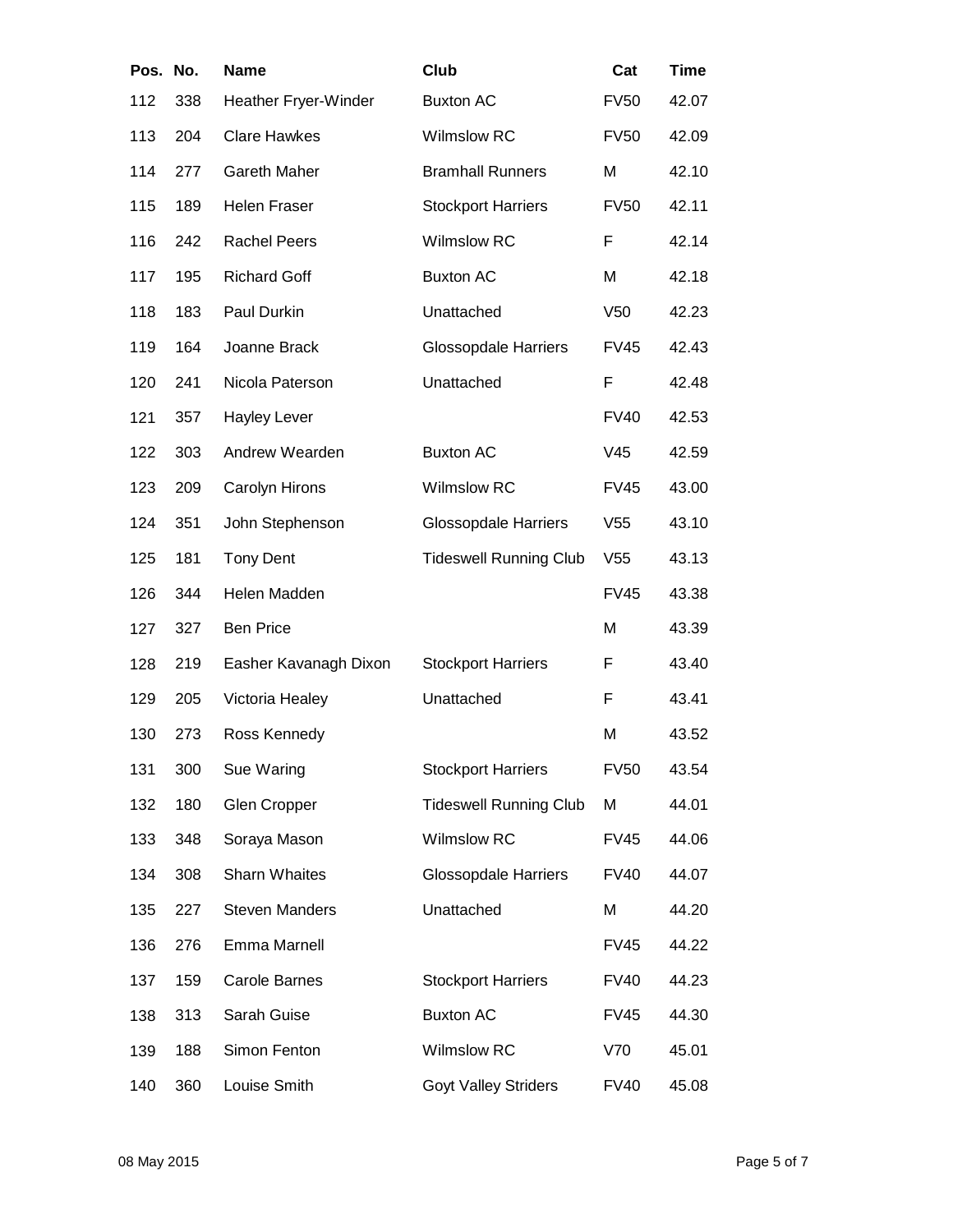| Pos. | No. | Name | Club | Cat | Time |
| --- | --- | --- | --- | --- | --- |
| 112 | 338 | Heather Fryer-Winder | Buxton AC | FV50 | 42.07 |
| 113 | 204 | Clare Hawkes | Wilmslow RC | FV50 | 42.09 |
| 114 | 277 | Gareth Maher | Bramhall Runners | M | 42.10 |
| 115 | 189 | Helen Fraser | Stockport Harriers | FV50 | 42.11 |
| 116 | 242 | Rachel Peers | Wilmslow RC | F | 42.14 |
| 117 | 195 | Richard Goff | Buxton AC | M | 42.18 |
| 118 | 183 | Paul Durkin | Unattached | V50 | 42.23 |
| 119 | 164 | Joanne Brack | Glossopdale Harriers | FV45 | 42.43 |
| 120 | 241 | Nicola Paterson | Unattached | F | 42.48 |
| 121 | 357 | Hayley Lever | | FV40 | 42.53 |
| 122 | 303 | Andrew Wearden | Buxton AC | V45 | 42.59 |
| 123 | 209 | Carolyn Hirons | Wilmslow RC | FV45 | 43.00 |
| 124 | 351 | John Stephenson | Glossopdale Harriers | V55 | 43.10 |
| 125 | 181 | Tony Dent | Tideswell Running Club | V55 | 43.13 |
| 126 | 344 | Helen Madden | | FV45 | 43.38 |
| 127 | 327 | Ben Price | | M | 43.39 |
| 128 | 219 | Easher Kavanagh Dixon | Stockport Harriers | F | 43.40 |
| 129 | 205 | Victoria Healey | Unattached | F | 43.41 |
| 130 | 273 | Ross Kennedy | | M | 43.52 |
| 131 | 300 | Sue Waring | Stockport Harriers | FV50 | 43.54 |
| 132 | 180 | Glen Cropper | Tideswell Running Club | M | 44.01 |
| 133 | 348 | Soraya Mason | Wilmslow RC | FV45 | 44.06 |
| 134 | 308 | Sharn Whaites | Glossopdale Harriers | FV40 | 44.07 |
| 135 | 227 | Steven Manders | Unattached | M | 44.20 |
| 136 | 276 | Emma Marnell | | FV45 | 44.22 |
| 137 | 159 | Carole Barnes | Stockport Harriers | FV40 | 44.23 |
| 138 | 313 | Sarah Guise | Buxton AC | FV45 | 44.30 |
| 139 | 188 | Simon Fenton | Wilmslow RC | V70 | 45.01 |
| 140 | 360 | Louise Smith | Goyt Valley Striders | FV40 | 45.08 |

08 May 2015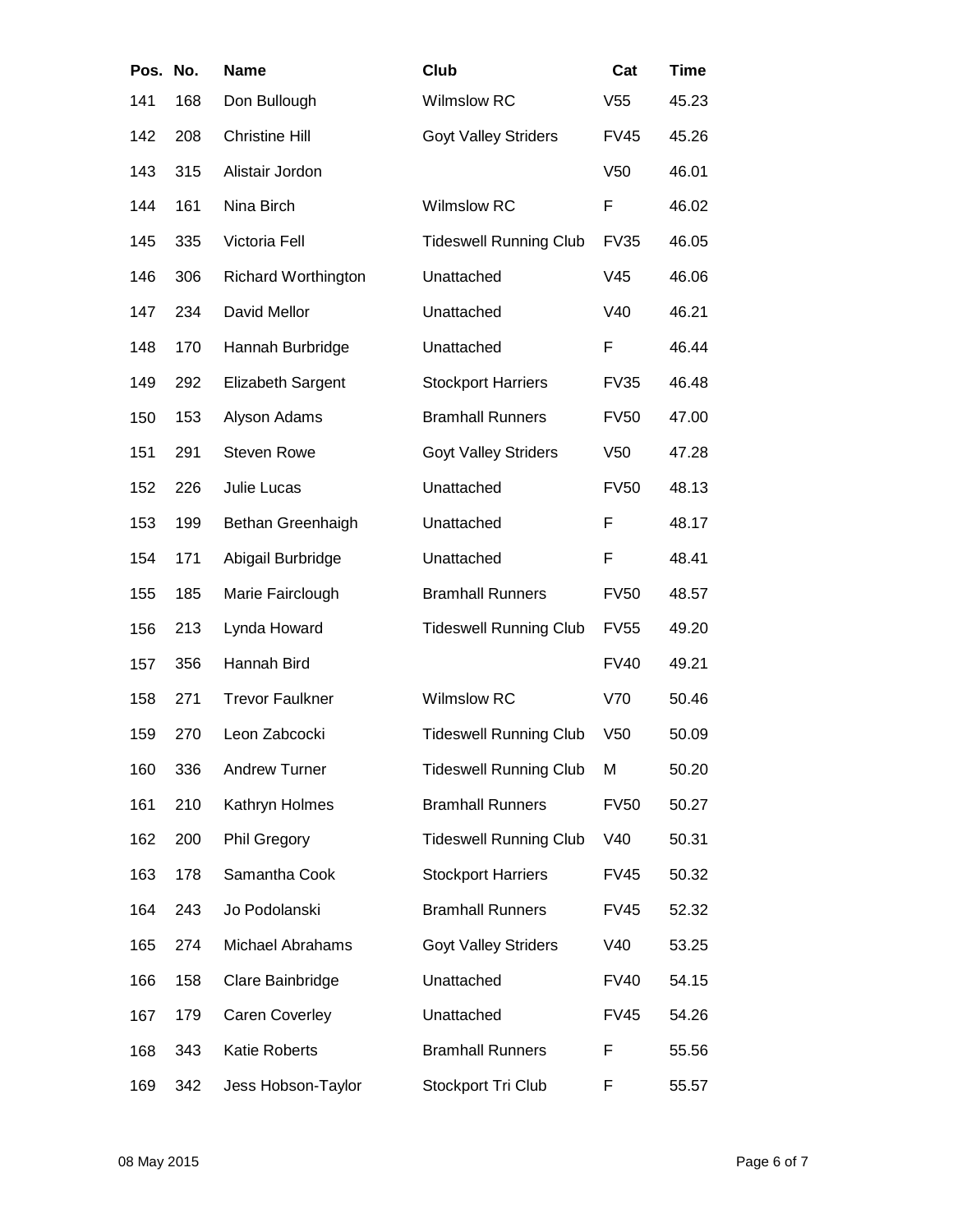| Pos. | No. | Name | Club | Cat | Time |
|---|---|---|---|---|---|
| 141 | 168 | Don Bullough | Wilmslow RC | V55 | 45.23 |
| 142 | 208 | Christine Hill | Goyt Valley Striders | FV45 | 45.26 |
| 143 | 315 | Alistair Jordon | | V50 | 46.01 |
| 144 | 161 | Nina Birch | Wilmslow RC | F | 46.02 |
| 145 | 335 | Victoria Fell | Tideswell Running Club | FV35 | 46.05 |
| 146 | 306 | Richard Worthington | Unattached | V45 | 46.06 |
| 147 | 234 | David Mellor | Unattached | V40 | 46.21 |
| 148 | 170 | Hannah Burbridge | Unattached | F | 46.44 |
| 149 | 292 | Elizabeth Sargent | Stockport Harriers | FV35 | 46.48 |
| 150 | 153 | Alyson Adams | Bramhall Runners | FV50 | 47.00 |
| 151 | 291 | Steven Rowe | Goyt Valley Striders | V50 | 47.28 |
| 152 | 226 | Julie Lucas | Unattached | FV50 | 48.13 |
| 153 | 199 | Bethan Greenhaigh | Unattached | F | 48.17 |
| 154 | 171 | Abigail Burbridge | Unattached | F | 48.41 |
| 155 | 185 | Marie Fairclough | Bramhall Runners | FV50 | 48.57 |
| 156 | 213 | Lynda Howard | Tideswell Running Club | FV55 | 49.20 |
| 157 | 356 | Hannah Bird | | FV40 | 49.21 |
| 158 | 271 | Trevor Faulkner | Wilmslow RC | V70 | 50.46 |
| 159 | 270 | Leon Zabcocki | Tideswell Running Club | V50 | 50.09 |
| 160 | 336 | Andrew Turner | Tideswell Running Club | M | 50.20 |
| 161 | 210 | Kathryn Holmes | Bramhall Runners | FV50 | 50.27 |
| 162 | 200 | Phil Gregory | Tideswell Running Club | V40 | 50.31 |
| 163 | 178 | Samantha Cook | Stockport Harriers | FV45 | 50.32 |
| 164 | 243 | Jo Podolanski | Bramhall Runners | FV45 | 52.32 |
| 165 | 274 | Michael Abrahams | Goyt Valley Striders | V40 | 53.25 |
| 166 | 158 | Clare Bainbridge | Unattached | FV40 | 54.15 |
| 167 | 179 | Caren Coverley | Unattached | FV45 | 54.26 |
| 168 | 343 | Katie Roberts | Bramhall Runners | F | 55.56 |
| 169 | 342 | Jess Hobson-Taylor | Stockport Tri Club | F | 55.57 |

08 May 2015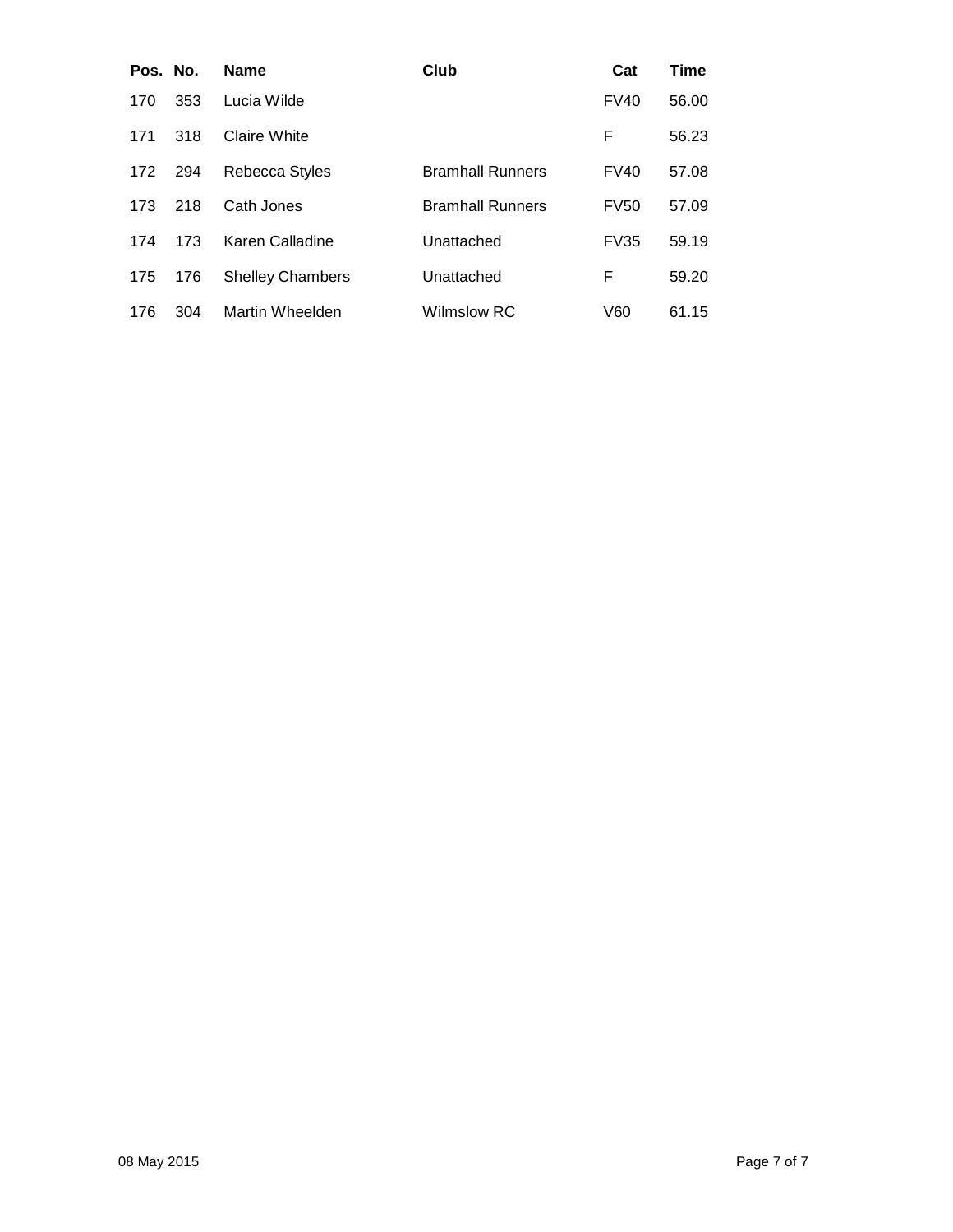| Pos. | No. | Name | Club | Cat | Time |
|---|---|---|---|---|---|
| 170 | 353 | Lucia Wilde | | FV40 | 56.00 |
| 171 | 318 | Claire White | | F | 56.23 |
| 172 | 294 | Rebecca Styles | Bramhall Runners | FV40 | 57.08 |
| 173 | 218 | Cath Jones | Bramhall Runners | FV50 | 57.09 |
| 174 | 173 | Karen Calladine | Unattached | FV35 | 59.19 |
| 175 | 176 | Shelley Chambers | Unattached | F | 59.20 |
| 176 | 304 | Martin Wheelden | Wilmslow RC | V60 | 61.15 |

08 May 2015